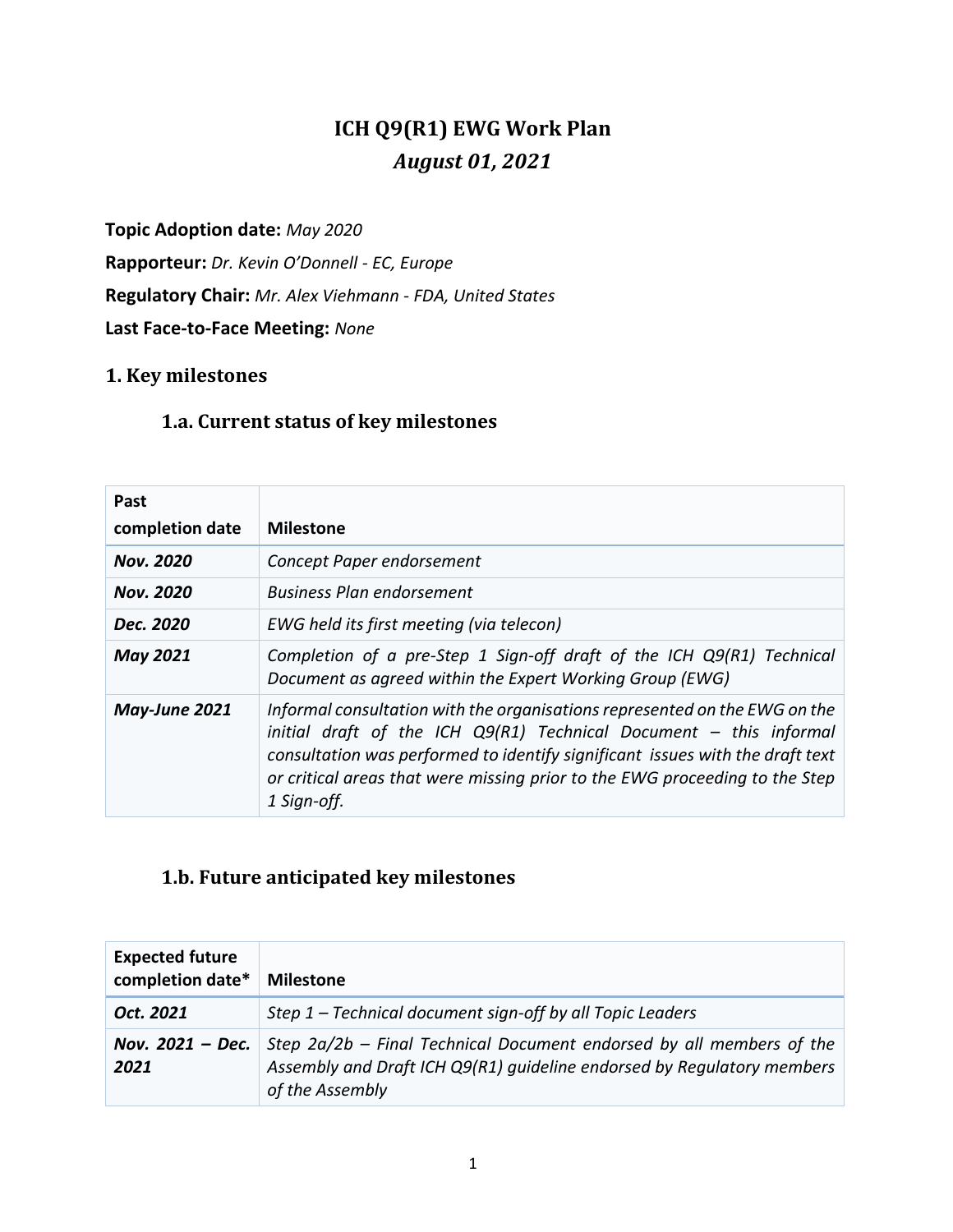# ICH Q9(R1) EWG Work Plan

## *August 01, 2021*

**Topic Adoption date:** *May 2020*

**Rapporteur:** *Dr. Kevin O'Donnell - EC, Europe*

**Regulatory Chair:** *Mr. Alex Viehmann - FDA, United States*

**Last Face-to-Face Meeting:** *None*

## 1. Key milestones

### 1.a. Current status of key milestones

| Past completion date | Milestone |
|---|---|
| ***Nov. 2020*** | *Concept Paper endorsement* |
| ***Nov. 2020*** | *Business Plan endorsement* |
| ***Dec. 2020*** | *EWG held its first meeting (via telecon)* |
| ***May 2021*** | *Completion of a pre-Step 1 Sign-off draft of the ICH Q9(R1) Technical Document as agreed within the Expert Working Group (EWG)* |
| ***May-June 2021*** | *Informal consultation with the organisations represented on the EWG on the initial draft of the ICH Q9(R1) Technical Document – this informal consultation was performed to identify significant issues with the draft text or critical areas that were missing prior to the EWG proceeding to the Step 1 Sign-off.* |

### 1.b. Future anticipated key milestones

| Expected future completion date* | Milestone |
|---|---|
| ***Oct. 2021*** | *Step 1 – Technical document sign-off by all Topic Leaders* |
| ***Nov. 2021 – Dec. 2021*** | *Step 2a/2b – Final Technical Document endorsed by all members of the Assembly and Draft ICH Q9(R1) guideline endorsed by Regulatory members of the Assembly* |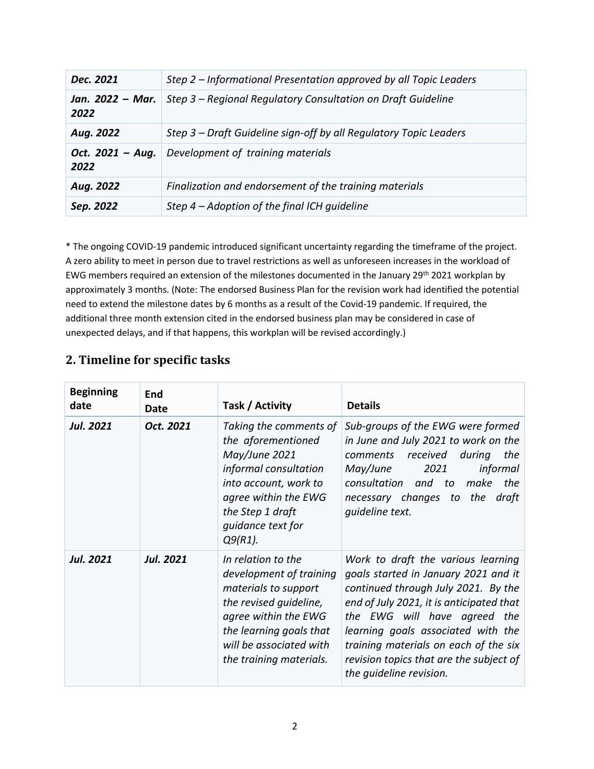| | |
|---|---|
| ***Dec. 2021*** | *Step 2 – Informational Presentation approved by all Topic Leaders* |
| ***Jan. 2022 – Mar. 2022*** | *Step 3 – Regional Regulatory Consultation on Draft Guideline* |
| ***Aug. 2022*** | *Step 3 – Draft Guideline sign-off by all Regulatory Topic Leaders* |
| ***Oct. 2021 – Aug. 2022*** | *Development of training materials* |
| ***Aug. 2022*** | *Finalization and endorsement of the training materials* |
| ***Sep. 2022*** | *Step 4 – Adoption of the final ICH guideline* |

* The ongoing COVID-19 pandemic introduced significant uncertainty regarding the timeframe of the project. A zero ability to meet in person due to travel restrictions as well as unforeseen increases in the workload of EWG members required an extension of the milestones documented in the January 29th 2021 workplan by approximately 3 months. (Note: The endorsed Business Plan for the revision work had identified the potential need to extend the milestone dates by 6 months as a result of the Covid-19 pandemic. If required, the additional three month extension cited in the endorsed business plan may be considered in case of unexpected delays, and if that happens, this workplan will be revised accordingly.)

## 2. Timeline for specific tasks

| Beginning date | End Date | Task / Activity | Details |
|---|---|---|---|
| ***Jul. 2021*** | ***Oct. 2021*** | *Taking the comments of the aforementioned May/June 2021 informal consultation into account, work to agree within the EWG the Step 1 draft guidance text for Q9(R1).* | *Sub-groups of the EWG were formed in June and July 2021 to work on the comments received during the May/June 2021 informal consultation and to make the necessary changes to the draft guideline text.* |
| ***Jul. 2021*** | ***Jul. 2021*** | *In relation to the development of training materials to support the revised guideline, agree within the EWG the learning goals that will be associated with the training materials.* | *Work to draft the various learning goals started in January 2021 and it continued through July 2021. By the end of July 2021, it is anticipated that the EWG will have agreed the learning goals associated with the training materials on each of the six revision topics that are the subject of the guideline revision.* |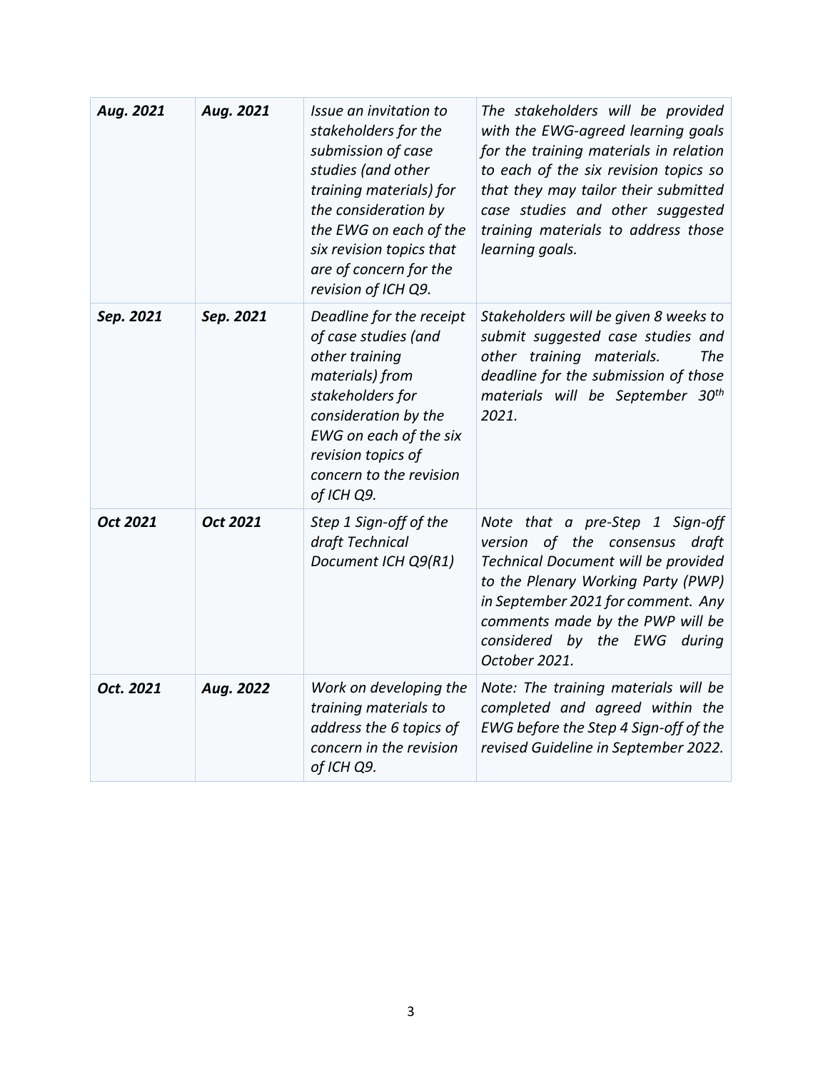| | | | |
|---|---|---|---|
| ***Aug. 2021*** | ***Aug. 2021*** | *Issue an invitation to stakeholders for the submission of case studies (and other training materials) for the consideration by the EWG on each of the six revision topics that are of concern for the revision of ICH Q9.* | *The stakeholders will be provided with the EWG-agreed learning goals for the training materials in relation to each of the six revision topics so that they may tailor their submitted case studies and other suggested training materials to address those learning goals.* |
| ***Sep. 2021*** | ***Sep. 2021*** | *Deadline for the receipt of case studies (and other training materials) from stakeholders for consideration by the EWG on each of the six revision topics of concern to the revision of ICH Q9.* | *Stakeholders will be given 8 weeks to submit suggested case studies and other training materials. The deadline for the submission of those materials will be September 30th 2021.* |
| ***Oct 2021*** | ***Oct 2021*** | *Step 1 Sign-off of the draft Technical Document ICH Q9(R1)* | *Note that a pre-Step 1 Sign-off version of the consensus draft Technical Document will be provided to the Plenary Working Party (PWP) in September 2021 for comment. Any comments made by the PWP will be considered by the EWG during October 2021.* |
| ***Oct. 2021*** | ***Aug. 2022*** | *Work on developing the training materials to address the 6 topics of concern in the revision of ICH Q9.* | *Note: The training materials will be completed and agreed within the EWG before the Step 4 Sign-off of the revised Guideline in September 2022.* |